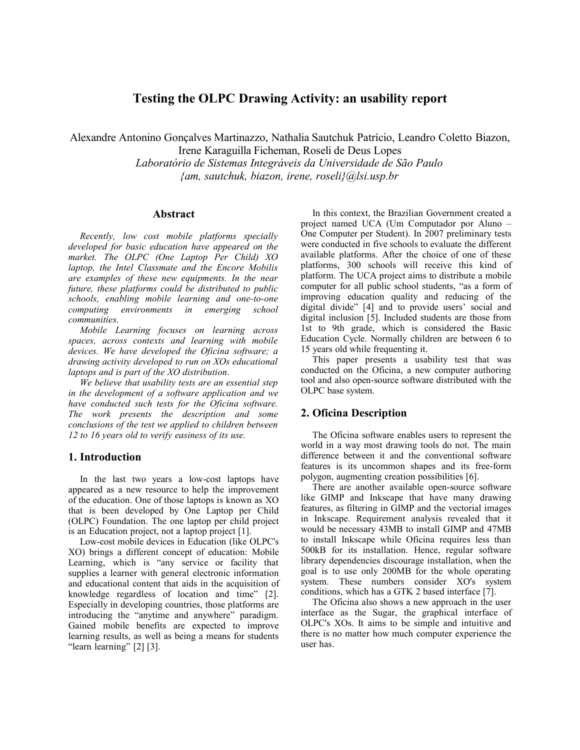# Testing the OLPC Drawing Activity: an usability report

Alexandre Antonino Gonçalves Martinazzo, Nathalia Sautchuk Patrício, Leandro Coletto Biazon, Irene Karaguilla Ficheman, Roseli de Deus Lopes
*Laboratório de Sistemas Integráveis da Universidade de São Paulo*
*{am, sautchuk, biazon, irene, roseli}@lsi.usp.br*

## Abstract

*Recently, low cost mobile platforms specially developed for basic education have appeared on the market. The OLPC (One Laptop Per Child) XO laptop, the Intel Classmate and the Encore Mobilis are examples of these new equipments. In the near future, these platforms could be distributed to public schools, enabling mobile learning and one-to-one computing environments in emerging school communities.*

*Mobile Learning focuses on learning across spaces, across contexts and learning with mobile devices. We have developed the Oficina software; a drawing activity developed to run on XOs educational laptops and is part of the XO distribution.*

*We believe that usability tests are an essential step in the development of a software application and we have conducted such tests for the Oficina software. The work presents the description and some conclusions of the test we applied to children between 12 to 16 years old to verify easiness of its use.*

## 1. Introduction

In the last two years a low-cost laptops have appeared as a new resource to help the improvement of the education. One of those laptops is known as XO that is been developed by One Laptop per Child (OLPC) Foundation. The one laptop per child project is an Education project, not a laptop project [1].

Low-cost mobile devices in Education (like OLPC's XO) brings a different concept of education: Mobile Learning, which is "any service or facility that supplies a learner with general electronic information and educational content that aids in the acquisition of knowledge regardless of location and time" [2]. Especially in developing countries, those platforms are introducing the "anytime and anywhere" paradigm. Gained mobile benefits are expected to improve learning results, as well as being a means for students "learn learning" [2] [3].

In this context, the Brazilian Government created a project named UCA (Um Computador por Aluno – One Computer per Student). In 2007 preliminary tests were conducted in five schools to evaluate the different available platforms. After the choice of one of these platforms, 300 schools will receive this kind of platform. The UCA project aims to distribute a mobile computer for all public school students, "as a form of improving education quality and reducing of the digital divide" [4] and to provide users' social and digital inclusion [5]. Included students are those from 1st to 9th grade, which is considered the Basic Education Cycle. Normally children are between 6 to 15 years old while frequenting it.

This paper presents a usability test that was conducted on the Oficina, a new computer authoring tool and also open-source software distributed with the OLPC base system.

## 2. Oficina Description

The Oficina software enables users to represent the world in a way most drawing tools do not. The main difference between it and the conventional software features is its uncommon shapes and its free-form polygon, augmenting creation possibilities [6].

There are another available open-source software like GIMP and Inkscape that have many drawing features, as filtering in GIMP and the vectorial images in Inkscape. Requirement analysis revealed that it would be necessary 43MB to install GIMP and 47MB to install Inkscape while Oficina requires less than 500kB for its installation. Hence, regular software library dependencies discourage installation, when the goal is to use only 200MB for the whole operating system. These numbers consider XO's system conditions, which has a GTK 2 based interface [7].

The Oficina also shows a new approach in the user interface as the Sugar, the graphical interface of OLPC's XOs. It aims to be simple and intuitive and there is no matter how much computer experience the user has.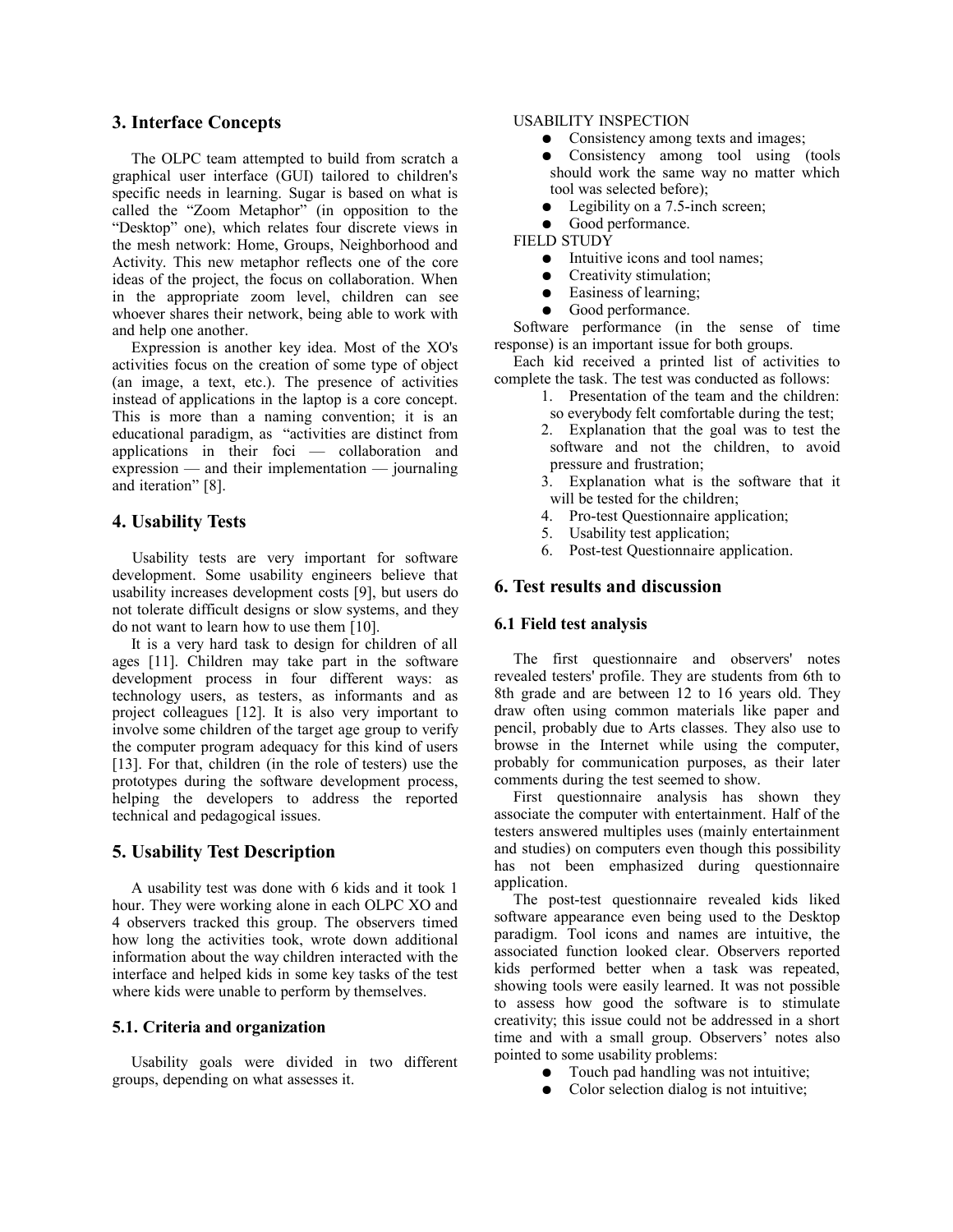## 3. Interface Concepts

The OLPC team attempted to build from scratch a graphical user interface (GUI) tailored to children's specific needs in learning. Sugar is based on what is called the "Zoom Metaphor" (in opposition to the "Desktop" one), which relates four discrete views in the mesh network: Home, Groups, Neighborhood and Activity. This new metaphor reflects one of the core ideas of the project, the focus on collaboration. When in the appropriate zoom level, children can see whoever shares their network, being able to work with and help one another.

Expression is another key idea. Most of the XO's activities focus on the creation of some type of object (an image, a text, etc.). The presence of activities instead of applications in the laptop is a core concept. This is more than a naming convention; it is an educational paradigm, as "activities are distinct from applications in their foci — collaboration and expression — and their implementation — journaling and iteration" [8].

## 4. Usability Tests

Usability tests are very important for software development. Some usability engineers believe that usability increases development costs [9], but users do not tolerate difficult designs or slow systems, and they do not want to learn how to use them [10].

It is a very hard task to design for children of all ages [11]. Children may take part in the software development process in four different ways: as technology users, as testers, as informants and as project colleagues [12]. It is also very important to involve some children of the target age group to verify the computer program adequacy for this kind of users [13]. For that, children (in the role of testers) use the prototypes during the software development process, helping the developers to address the reported technical and pedagogical issues.

## 5. Usability Test Description

A usability test was done with 6 kids and it took 1 hour. They were working alone in each OLPC XO and 4 observers tracked this group. The observers timed how long the activities took, wrote down additional information about the way children interacted with the interface and helped kids in some key tasks of the test where kids were unable to perform by themselves.

### 5.1. Criteria and organization

Usability goals were divided in two different groups, depending on what assesses it.

USABILITY INSPECTION

- Consistency among texts and images;
- Consistency among tool using (tools should work the same way no matter which tool was selected before);
- Legibility on a 7.5-inch screen;
- Good performance.

FIELD STUDY

- Intuitive icons and tool names;
- Creativity stimulation;
- Easiness of learning;
- Good performance.

Software performance (in the sense of time response) is an important issue for both groups.

Each kid received a printed list of activities to complete the task. The test was conducted as follows:

1. Presentation of the team and the children: so everybody felt comfortable during the test;
2. Explanation that the goal was to test the software and not the children, to avoid pressure and frustration;
3. Explanation what is the software that it will be tested for the children;
4. Pro-test Questionnaire application;
5. Usability test application;
6. Post-test Questionnaire application.

## 6. Test results and discussion

### 6.1 Field test analysis

The first questionnaire and observers' notes revealed testers' profile. They are students from 6th to 8th grade and are between 12 to 16 years old. They draw often using common materials like paper and pencil, probably due to Arts classes. They also use to browse in the Internet while using the computer, probably for communication purposes, as their later comments during the test seemed to show.

First questionnaire analysis has shown they associate the computer with entertainment. Half of the testers answered multiples uses (mainly entertainment and studies) on computers even though this possibility has not been emphasized during questionnaire application.

The post-test questionnaire revealed kids liked software appearance even being used to the Desktop paradigm. Tool icons and names are intuitive, the associated function looked clear. Observers reported kids performed better when a task was repeated, showing tools were easily learned. It was not possible to assess how good the software is to stimulate creativity; this issue could not be addressed in a short time and with a small group. Observers' notes also pointed to some usability problems:

- Touch pad handling was not intuitive;
- Color selection dialog is not intuitive;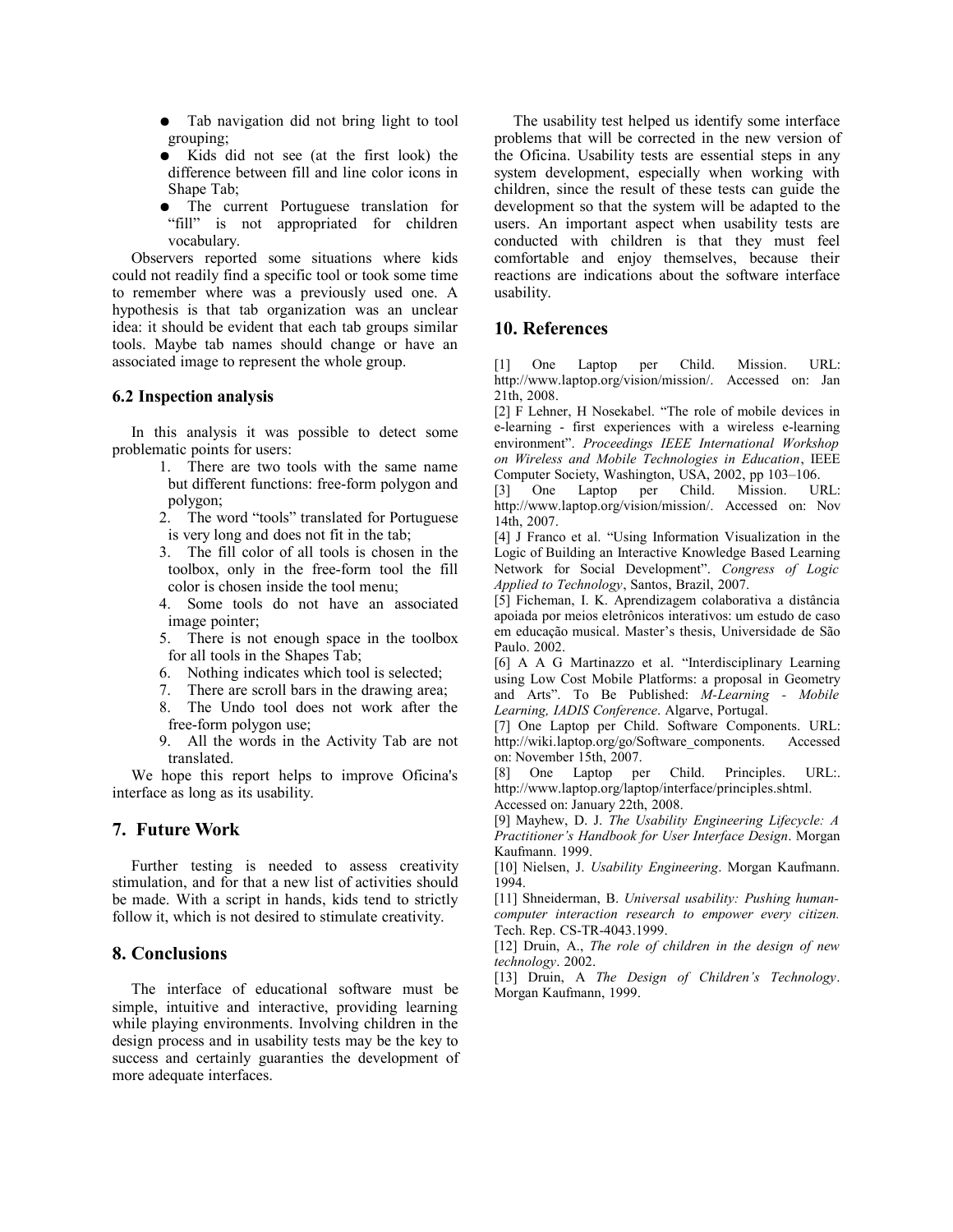- Tab navigation did not bring light to tool grouping;
- Kids did not see (at the first look) the difference between fill and line color icons in Shape Tab;
- The current Portuguese translation for "fill" is not appropriated for children vocabulary.

Observers reported some situations where kids could not readily find a specific tool or took some time to remember where was a previously used one. A hypothesis is that tab organization was an unclear idea: it should be evident that each tab groups similar tools. Maybe tab names should change or have an associated image to represent the whole group.

### 6.2 Inspection analysis

In this analysis it was possible to detect some problematic points for users:

1. There are two tools with the same name but different functions: free-form polygon and polygon;
2. The word "tools" translated for Portuguese is very long and does not fit in the tab;
3. The fill color of all tools is chosen in the toolbox, only in the free-form tool the fill color is chosen inside the tool menu;
4. Some tools do not have an associated image pointer;
5. There is not enough space in the toolbox for all tools in the Shapes Tab;
6. Nothing indicates which tool is selected;
7. There are scroll bars in the drawing area;
8. The Undo tool does not work after the free-form polygon use;
9. All the words in the Activity Tab are not translated.

We hope this report helps to improve Oficina's interface as long as its usability.

## 7. Future Work

Further testing is needed to assess creativity stimulation, and for that a new list of activities should be made. With a script in hands, kids tend to strictly follow it, which is not desired to stimulate creativity.

## 8. Conclusions

The interface of educational software must be simple, intuitive and interactive, providing learning while playing environments. Involving children in the design process and in usability tests may be the key to success and certainly guaranties the development of more adequate interfaces.

The usability test helped us identify some interface problems that will be corrected in the new version of the Oficina. Usability tests are essential steps in any system development, especially when working with children, since the result of these tests can guide the development so that the system will be adapted to the users. An important aspect when usability tests are conducted with children is that they must feel comfortable and enjoy themselves, because their reactions are indications about the software interface usability.

## 10. References

[1] One Laptop per Child. Mission. URL: http://www.laptop.org/vision/mission/. Accessed on: Jan 21th, 2008.

[2] F Lehner, H Nosekabel. "The role of mobile devices in e-learning - first experiences with a wireless e-learning environment". *Proceedings IEEE International Workshop on Wireless and Mobile Technologies in Education*, IEEE Computer Society, Washington, USA, 2002, pp 103–106.

[3] One Laptop per Child. Mission. URL: http://www.laptop.org/vision/mission/. Accessed on: Nov 14th, 2007.

[4] J Franco et al. "Using Information Visualization in the Logic of Building an Interactive Knowledge Based Learning Network for Social Development". *Congress of Logic Applied to Technology*, Santos, Brazil, 2007.

[5] Ficheman, I. K. Aprendizagem colaborativa a distância apoiada por meios eletrônicos interativos: um estudo de caso em educação musical. Master's thesis, Universidade de São Paulo. 2002.

[6] A A G Martinazzo et al. "Interdisciplinary Learning using Low Cost Mobile Platforms: a proposal in Geometry and Arts". To Be Published: *M-Learning - Mobile Learning, IADIS Conference*. Algarve, Portugal.

[7] One Laptop per Child. Software Components. URL: http://wiki.laptop.org/go/Software_components. Accessed on: November 15th, 2007.

[8] One Laptop per Child. Principles. URL:. http://www.laptop.org/laptop/interface/principles.shtml. Accessed on: January 22th, 2008.

[9] Mayhew, D. J. *The Usability Engineering Lifecycle: A Practitioner's Handbook for User Interface Design*. Morgan Kaufmann. 1999.

[10] Nielsen, J. *Usability Engineering*. Morgan Kaufmann. 1994.

[11] Shneiderman, B. *Universal usability: Pushing human-computer interaction research to empower every citizen.* Tech. Rep. CS-TR-4043.1999.

[12] Druin, A., *The role of children in the design of new technology*. 2002.

[13] Druin, A *The Design of Children's Technology*. Morgan Kaufmann, 1999.